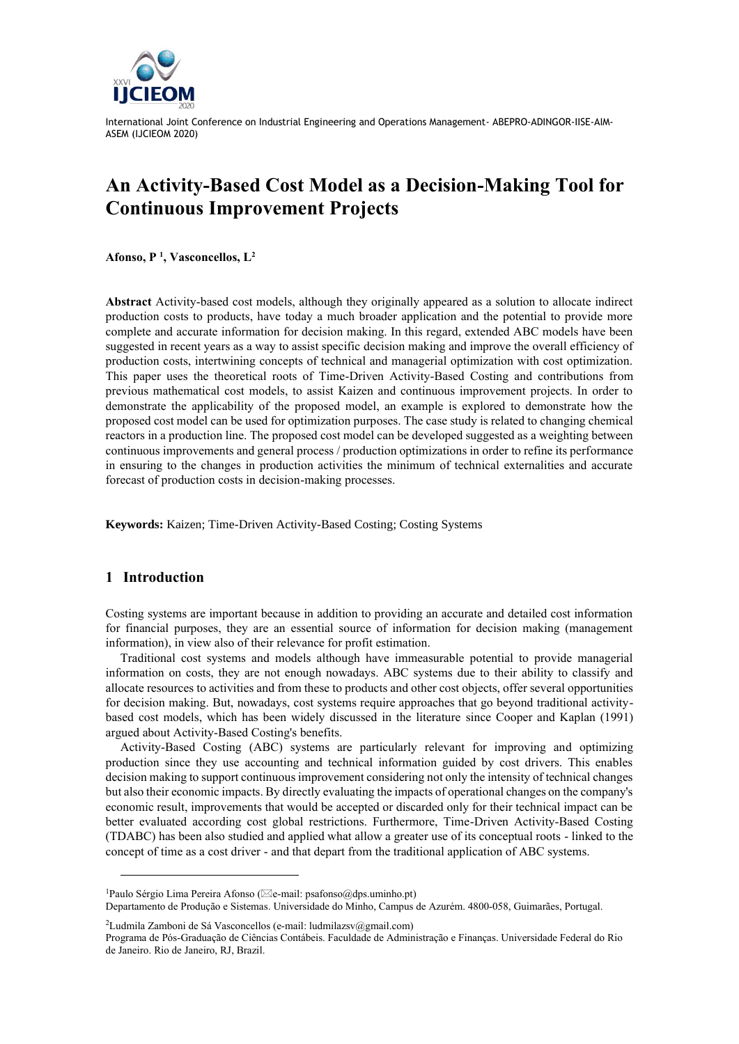International Joint Conference on Industrial Engineering and Operations Management- ABEPRO-ADINGOR-IISE-AIM-ASEM (IJCIEOM 2020)

# An Activity-Based Cost Model as a Decision-Making Tool for Continuous Improvement Projects

**Afonso, P [1], Vasconcellos, L[2]**

**Abstract** Activity-based cost models, although they originally appeared as a solution to allocate indirect production costs to products, have today a much broader application and the potential to provide more complete and accurate information for decision making. In this regard, extended ABC models have been suggested in recent years as a way to assist specific decision making and improve the overall efficiency of production costs, intertwining concepts of technical and managerial optimization with cost optimization. This paper uses the theoretical roots of Time-Driven Activity-Based Costing and contributions from previous mathematical cost models, to assist Kaizen and continuous improvement projects. In order to demonstrate the applicability of the proposed model, an example is explored to demonstrate how the proposed cost model can be used for optimization purposes. The case study is related to changing chemical reactors in a production line. The proposed cost model can be developed suggested as a weighting between continuous improvements and general process / production optimizations in order to refine its performance in ensuring to the changes in production activities the minimum of technical externalities and accurate forecast of production costs in decision-making processes.

**Keywords:** Kaizen; Time-Driven Activity-Based Costing; Costing Systems

## 1 Introduction

Costing systems are important because in addition to providing an accurate and detailed cost information for financial purposes, they are an essential source of information for decision making (management information), in view also of their relevance for profit estimation.

Traditional cost systems and models although have immeasurable potential to provide managerial information on costs, they are not enough nowadays. ABC systems due to their ability to classify and allocate resources to activities and from these to products and other cost objects, offer several opportunities for decision making. But, nowadays, cost systems require approaches that go beyond traditional activity-based cost models, which has been widely discussed in the literature since Cooper and Kaplan (1991) argued about Activity-Based Costing's benefits.

Activity-Based Costing (ABC) systems are particularly relevant for improving and optimizing production since they use accounting and technical information guided by cost drivers. This enables decision making to support continuous improvement considering not only the intensity of technical changes but also their economic impacts. By directly evaluating the impacts of operational changes on the company's economic result, improvements that would be accepted or discarded only for their technical impact can be better evaluated according cost global restrictions. Furthermore, Time-Driven Activity-Based Costing (TDABC) has been also studied and applied what allow a greater use of its conceptual roots - linked to the concept of time as a cost driver - and that depart from the traditional application of ABC systems.

---

[1]Paulo Sérgio Lima Pereira Afonso (✉e-mail: psafonso@dps.uminho.pt)
Departamento de Produção e Sistemas. Universidade do Minho, Campus de Azurém. 4800-058, Guimarães, Portugal.

[2]Ludmila Zamboni de Sá Vasconcellos (e-mail: ludmilazsv@gmail.com)
Programa de Pós-Graduação de Ciências Contábeis. Faculdade de Administração e Finanças. Universidade Federal do Rio de Janeiro. Rio de Janeiro, RJ, Brazil.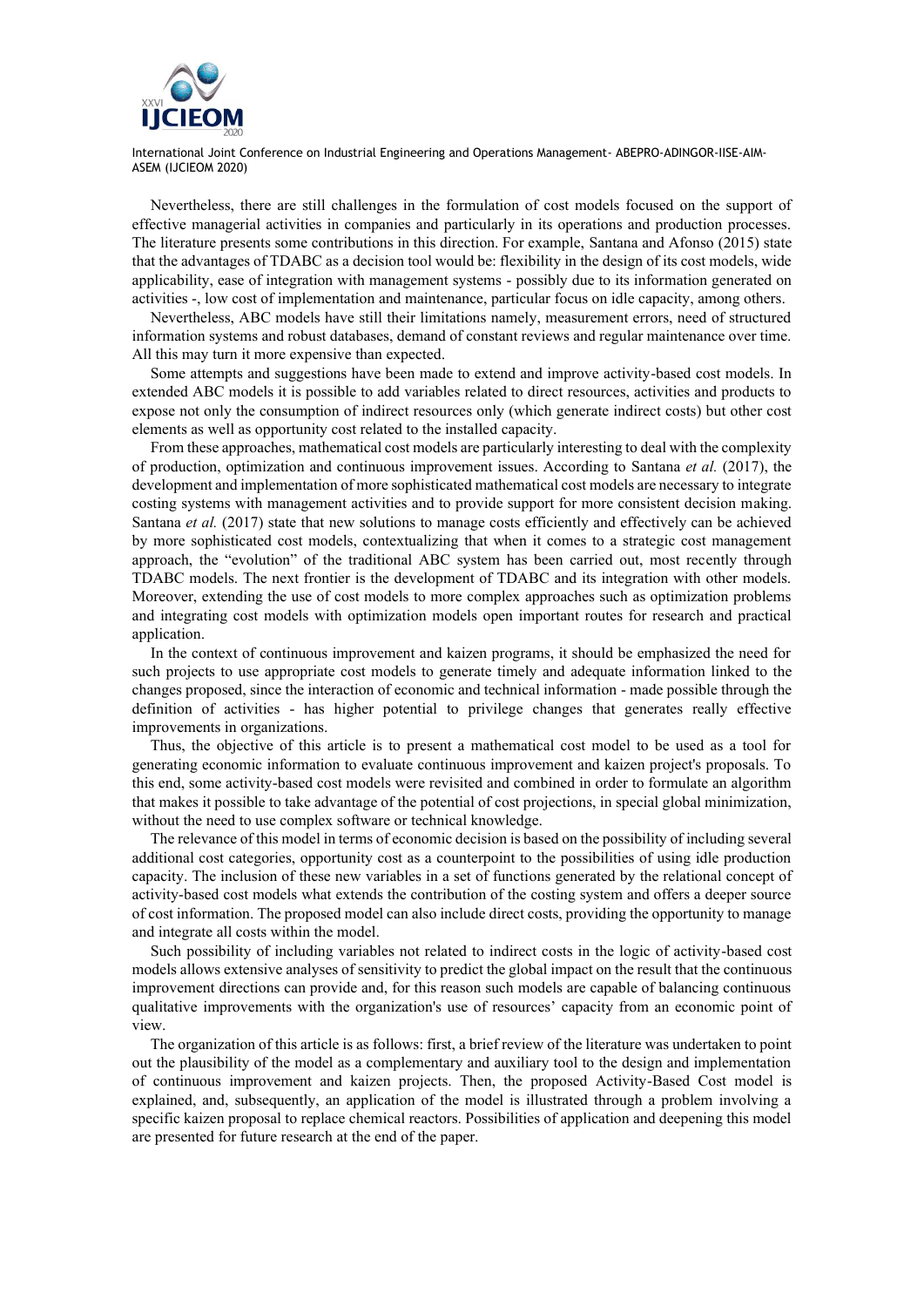Nevertheless, there are still challenges in the formulation of cost models focused on the support of effective managerial activities in companies and particularly in its operations and production processes. The literature presents some contributions in this direction. For example, Santana and Afonso (2015) state that the advantages of TDABC as a decision tool would be: flexibility in the design of its cost models, wide applicability, ease of integration with management systems - possibly due to its information generated on activities -, low cost of implementation and maintenance, particular focus on idle capacity, among others.

Nevertheless, ABC models have still their limitations namely, measurement errors, need of structured information systems and robust databases, demand of constant reviews and regular maintenance over time. All this may turn it more expensive than expected.

Some attempts and suggestions have been made to extend and improve activity-based cost models. In extended ABC models it is possible to add variables related to direct resources, activities and products to expose not only the consumption of indirect resources only (which generate indirect costs) but other cost elements as well as opportunity cost related to the installed capacity.

From these approaches, mathematical cost models are particularly interesting to deal with the complexity of production, optimization and continuous improvement issues. According to Santana *et al.* (2017), the development and implementation of more sophisticated mathematical cost models are necessary to integrate costing systems with management activities and to provide support for more consistent decision making. Santana *et al.* (2017) state that new solutions to manage costs efficiently and effectively can be achieved by more sophisticated cost models, contextualizing that when it comes to a strategic cost management approach, the "evolution" of the traditional ABC system has been carried out, most recently through TDABC models. The next frontier is the development of TDABC and its integration with other models. Moreover, extending the use of cost models to more complex approaches such as optimization problems and integrating cost models with optimization models open important routes for research and practical application.

In the context of continuous improvement and kaizen programs, it should be emphasized the need for such projects to use appropriate cost models to generate timely and adequate information linked to the changes proposed, since the interaction of economic and technical information - made possible through the definition of activities - has higher potential to privilege changes that generates really effective improvements in organizations.

Thus, the objective of this article is to present a mathematical cost model to be used as a tool for generating economic information to evaluate continuous improvement and kaizen project's proposals. To this end, some activity-based cost models were revisited and combined in order to formulate an algorithm that makes it possible to take advantage of the potential of cost projections, in special global minimization, without the need to use complex software or technical knowledge.

The relevance of this model in terms of economic decision is based on the possibility of including several additional cost categories, opportunity cost as a counterpoint to the possibilities of using idle production capacity. The inclusion of these new variables in a set of functions generated by the relational concept of activity-based cost models what extends the contribution of the costing system and offers a deeper source of cost information. The proposed model can also include direct costs, providing the opportunity to manage and integrate all costs within the model.

Such possibility of including variables not related to indirect costs in the logic of activity-based cost models allows extensive analyses of sensitivity to predict the global impact on the result that the continuous improvement directions can provide and, for this reason such models are capable of balancing continuous qualitative improvements with the organization's use of resources' capacity from an economic point of view.

The organization of this article is as follows: first, a brief review of the literature was undertaken to point out the plausibility of the model as a complementary and auxiliary tool to the design and implementation of continuous improvement and kaizen projects. Then, the proposed Activity-Based Cost model is explained, and, subsequently, an application of the model is illustrated through a problem involving a specific kaizen proposal to replace chemical reactors. Possibilities of application and deepening this model are presented for future research at the end of the paper.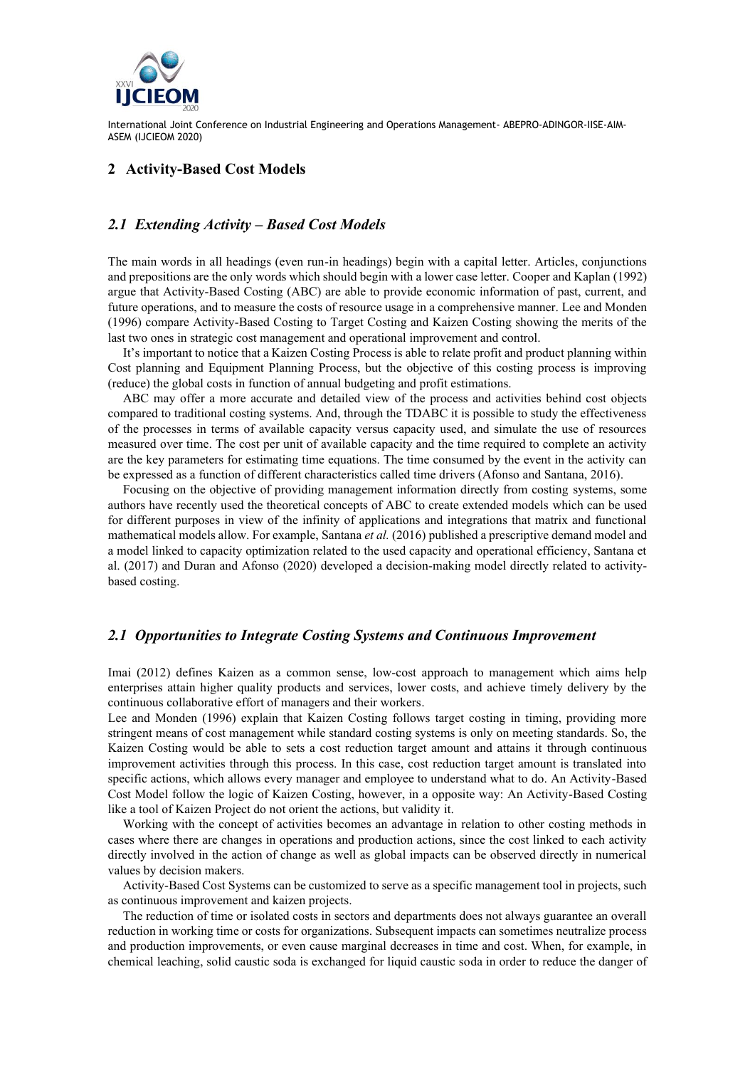## 2 Activity-Based Cost Models

### *2.1 Extending Activity – Based Cost Models*

The main words in all headings (even run-in headings) begin with a capital letter. Articles, conjunctions and prepositions are the only words which should begin with a lower case letter. Cooper and Kaplan (1992) argue that Activity-Based Costing (ABC) are able to provide economic information of past, current, and future operations, and to measure the costs of resource usage in a comprehensive manner. Lee and Monden (1996) compare Activity-Based Costing to Target Costing and Kaizen Costing showing the merits of the last two ones in strategic cost management and operational improvement and control.

It's important to notice that a Kaizen Costing Process is able to relate profit and product planning within Cost planning and Equipment Planning Process, but the objective of this costing process is improving (reduce) the global costs in function of annual budgeting and profit estimations.

ABC may offer a more accurate and detailed view of the process and activities behind cost objects compared to traditional costing systems. And, through the TDABC it is possible to study the effectiveness of the processes in terms of available capacity versus capacity used, and simulate the use of resources measured over time. The cost per unit of available capacity and the time required to complete an activity are the key parameters for estimating time equations. The time consumed by the event in the activity can be expressed as a function of different characteristics called time drivers (Afonso and Santana, 2016).

Focusing on the objective of providing management information directly from costing systems, some authors have recently used the theoretical concepts of ABC to create extended models which can be used for different purposes in view of the infinity of applications and integrations that matrix and functional mathematical models allow. For example, Santana *et al.* (2016) published a prescriptive demand model and a model linked to capacity optimization related to the used capacity and operational efficiency, Santana et al. (2017) and Duran and Afonso (2020) developed a decision-making model directly related to activity-based costing.

### *2.1 Opportunities to Integrate Costing Systems and Continuous Improvement*

Imai (2012) defines Kaizen as a common sense, low-cost approach to management which aims help enterprises attain higher quality products and services, lower costs, and achieve timely delivery by the continuous collaborative effort of managers and their workers.

Lee and Monden (1996) explain that Kaizen Costing follows target costing in timing, providing more stringent means of cost management while standard costing systems is only on meeting standards. So, the Kaizen Costing would be able to sets a cost reduction target amount and attains it through continuous improvement activities through this process. In this case, cost reduction target amount is translated into specific actions, which allows every manager and employee to understand what to do. An Activity-Based Cost Model follow the logic of Kaizen Costing, however, in a opposite way: An Activity-Based Costing like a tool of Kaizen Project do not orient the actions, but validity it.

Working with the concept of activities becomes an advantage in relation to other costing methods in cases where there are changes in operations and production actions, since the cost linked to each activity directly involved in the action of change as well as global impacts can be observed directly in numerical values by decision makers.

Activity-Based Cost Systems can be customized to serve as a specific management tool in projects, such as continuous improvement and kaizen projects.

The reduction of time or isolated costs in sectors and departments does not always guarantee an overall reduction in working time or costs for organizations. Subsequent impacts can sometimes neutralize process and production improvements, or even cause marginal decreases in time and cost. When, for example, in chemical leaching, solid caustic soda is exchanged for liquid caustic soda in order to reduce the danger of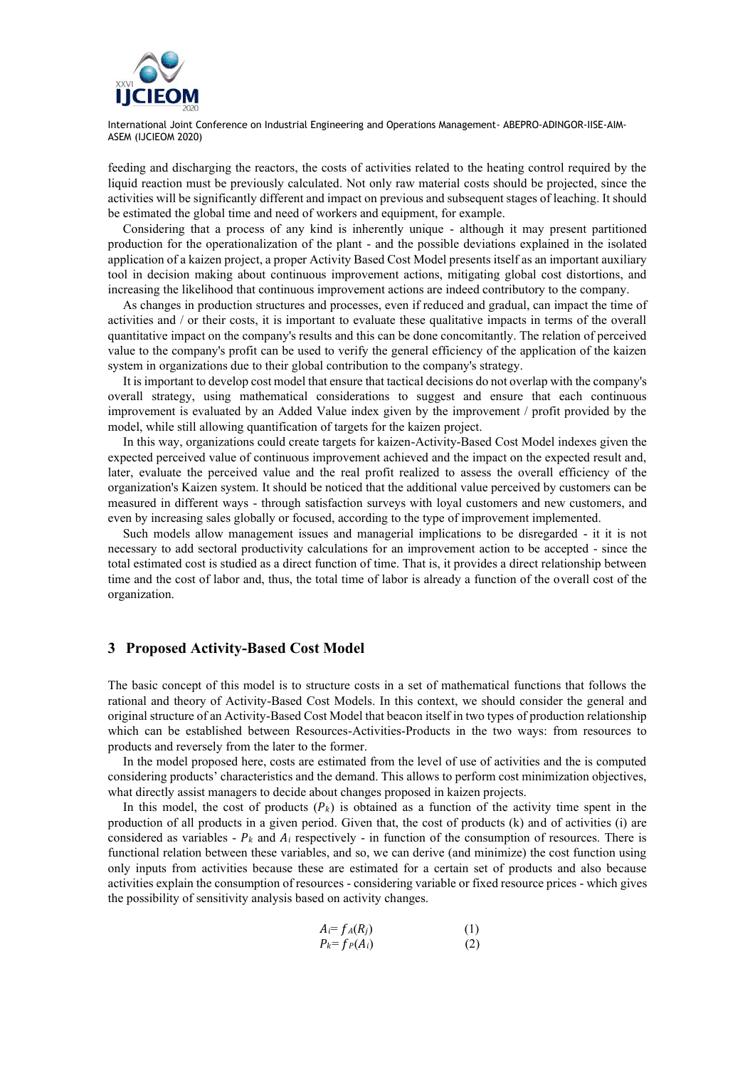feeding and discharging the reactors, the costs of activities related to the heating control required by the liquid reaction must be previously calculated. Not only raw material costs should be projected, since the activities will be significantly different and impact on previous and subsequent stages of leaching. It should be estimated the global time and need of workers and equipment, for example.

Considering that a process of any kind is inherently unique - although it may present partitioned production for the operationalization of the plant - and the possible deviations explained in the isolated application of a kaizen project, a proper Activity Based Cost Model presents itself as an important auxiliary tool in decision making about continuous improvement actions, mitigating global cost distortions, and increasing the likelihood that continuous improvement actions are indeed contributory to the company.

As changes in production structures and processes, even if reduced and gradual, can impact the time of activities and / or their costs, it is important to evaluate these qualitative impacts in terms of the overall quantitative impact on the company's results and this can be done concomitantly. The relation of perceived value to the company's profit can be used to verify the general efficiency of the application of the kaizen system in organizations due to their global contribution to the company's strategy.

It is important to develop cost model that ensure that tactical decisions do not overlap with the company's overall strategy, using mathematical considerations to suggest and ensure that each continuous improvement is evaluated by an Added Value index given by the improvement / profit provided by the model, while still allowing quantification of targets for the kaizen project.

In this way, organizations could create targets for kaizen-Activity-Based Cost Model indexes given the expected perceived value of continuous improvement achieved and the impact on the expected result and, later, evaluate the perceived value and the real profit realized to assess the overall efficiency of the organization's Kaizen system. It should be noticed that the additional value perceived by customers can be measured in different ways - through satisfaction surveys with loyal customers and new customers, and even by increasing sales globally or focused, according to the type of improvement implemented.

Such models allow management issues and managerial implications to be disregarded - it it is not necessary to add sectoral productivity calculations for an improvement action to be accepted - since the total estimated cost is studied as a direct function of time. That is, it provides a direct relationship between time and the cost of labor and, thus, the total time of labor is already a function of the overall cost of the organization.

## 3 Proposed Activity-Based Cost Model

The basic concept of this model is to structure costs in a set of mathematical functions that follows the rational and theory of Activity-Based Cost Models. In this context, we should consider the general and original structure of an Activity-Based Cost Model that beacon itself in two types of production relationship which can be established between Resources-Activities-Products in the two ways: from resources to products and reversely from the later to the former.

In the model proposed here, costs are estimated from the level of use of activities and the is computed considering products' characteristics and the demand. This allows to perform cost minimization objectives, what directly assist managers to decide about changes proposed in kaizen projects.

In this model, the cost of products ($P_k$) is obtained as a function of the activity time spent in the production of all products in a given period. Given that, the cost of products (k) and of activities (i) are considered as variables - $P_k$ and $A_i$ respectively - in function of the consumption of resources. There is functional relation between these variables, and so, we can derive (and minimize) the cost function using only inputs from activities because these are estimated for a certain set of products and also because activities explain the consumption of resources - considering variable or fixed resource prices - which gives the possibility of sensitivity analysis based on activity changes.

$$A_i = f_A(R_j) \quad (1)$$

$$P_k = f_P(A_i) \quad (2)$$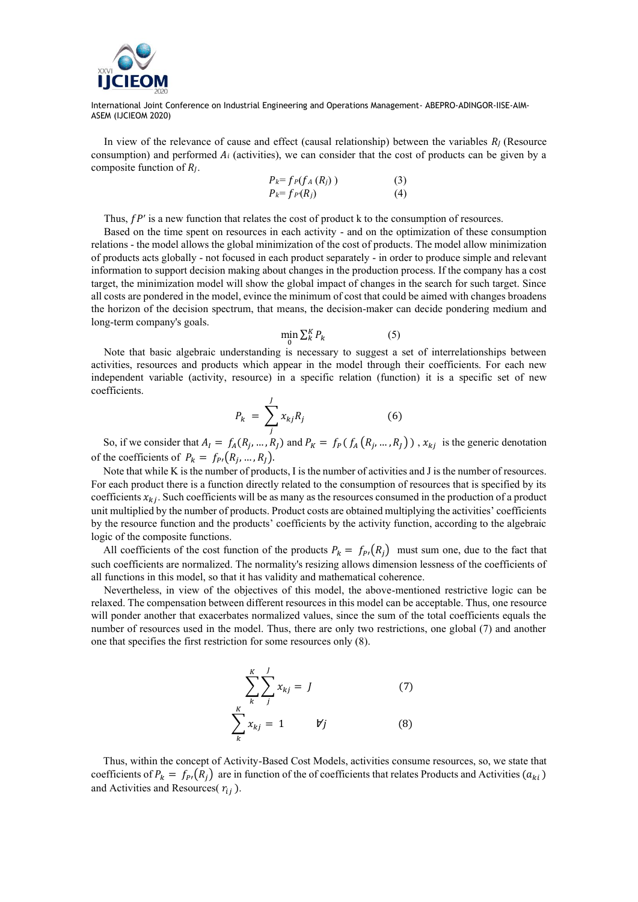In view of the relevance of cause and effect (causal relationship) between the variables $R_J$ (Resource consumption) and performed $A_i$ (activities), we can consider that the cost of products can be given by a composite function of $R_J$.

$$P_k = f_P(f_A(R_J)) \tag{3}$$

$$P_k = f_{P'}(R_J) \tag{4}$$

Thus, $fP'$ is a new function that relates the cost of product k to the consumption of resources.

Based on the time spent on resources in each activity - and on the optimization of these consumption relations - the model allows the global minimization of the cost of products. The model allow minimization of products acts globally - not focused in each product separately - in order to produce simple and relevant information to support decision making about changes in the production process. If the company has a cost target, the minimization model will show the global impact of changes in the search for such target. Since all costs are pondered in the model, evince the minimum of cost that could be aimed with changes broadens the horizon of the decision spectrum, that means, the decision-maker can decide pondering medium and long-term company's goals.

$$\min_0 \sum_k^K P_k \tag{5}$$

Note that basic algebraic understanding is necessary to suggest a set of interrelationships between activities, resources and products which appear in the model through their coefficients. For each new independent variable (activity, resource) in a specific relation (function) it is a specific set of new coefficients.

$$P_k = \sum_j^J x_{kj} R_j \tag{6}$$

So, if we consider that $A_I = f_A(R_j, \ldots, R_J)$ and $P_K = f_P(f_A(R_j, \ldots, R_J))$, $x_{kj}$ is the generic denotation of the coefficients of $P_k = f_{P'}(R_j, \ldots, R_J)$.

Note that while K is the number of products, I is the number of activities and J is the number of resources. For each product there is a function directly related to the consumption of resources that is specified by its coefficients $x_{kj}$. Such coefficients will be as many as the resources consumed in the production of a product unit multiplied by the number of products. Product costs are obtained multiplying the activities' coefficients by the resource function and the products' coefficients by the activity function, according to the algebraic logic of the composite functions.

All coefficients of the cost function of the products $P_k = f_{P'}(R_j)$ must sum one, due to the fact that such coefficients are normalized. The normality's resizing allows dimension lessness of the coefficients of all functions in this model, so that it has validity and mathematical coherence.

Nevertheless, in view of the objectives of this model, the above-mentioned restrictive logic can be relaxed. The compensation between different resources in this model can be acceptable. Thus, one resource will ponder another that exacerbates normalized values, since the sum of the total coefficients equals the number of resources used in the model. Thus, there are only two restrictions, one global (7) and another one that specifies the first restriction for some resources only (8).

$$\sum_k^K \sum_j^J x_{kj} = J \tag{7}$$

$$\sum_k^K x_{kj} = 1 \qquad \forall j \tag{8}$$

Thus, within the concept of Activity-Based Cost Models, activities consume resources, so, we state that coefficients of $P_k = f_{P'}(R_j)$ are in function of the of coefficients that relates Products and Activities ($a_{ki}$) and Activities and Resources( $r_{ij}$ ).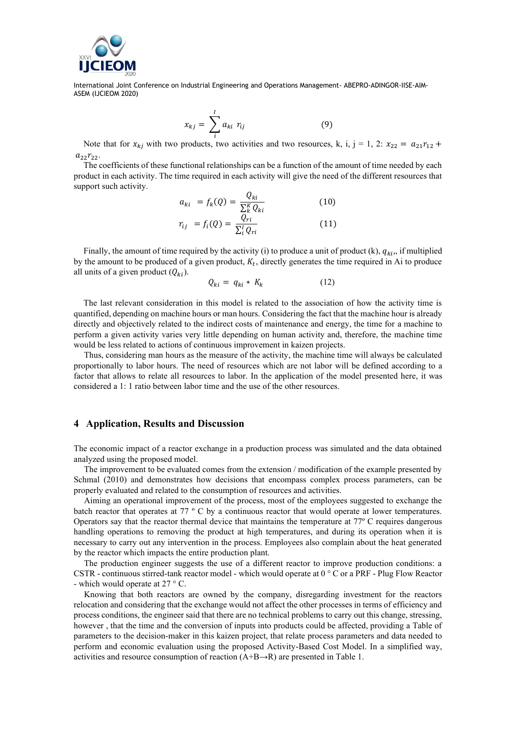$$x_{kj} = \sum_{i}^{I} a_{ki}\ r_{ij} \qquad (9)$$

Note that for $x_{kj}$ with two products, two activities and two resources, k, i, j = 1, 2: $x_{22} = a_{21}r_{12} + a_{22}r_{22}$.

The coefficients of these functional relationships can be a function of the amount of time needed by each product in each activity. The time required in each activity will give the need of the different resources that support such activity.

$$a_{ki} = f_k(Q) = \frac{Q_{ki}}{\sum_{k}^{K} Q_{ki}} \qquad (10)$$

$$r_{ij} = f_i(Q) = \frac{Q_{ri}}{\sum_{i}^{I} Q_{ri}} \qquad (11)$$

Finally, the amount of time required by the activity (i) to produce a unit of product (k), $q_{ki}$, if multiplied by the amount to be produced of a given product, $K_t$, directly generates the time required in Ai to produce all units of a given product ($Q_{ki}$).

$$Q_{ki} = q_{ki} * K_k \qquad (12)$$

The last relevant consideration in this model is related to the association of how the activity time is quantified, depending on machine hours or man hours. Considering the fact that the machine hour is already directly and objectively related to the indirect costs of maintenance and energy, the time for a machine to perform a given activity varies very little depending on human activity and, therefore, the machine time would be less related to actions of continuous improvement in kaizen projects.

Thus, considering man hours as the measure of the activity, the machine time will always be calculated proportionally to labor hours. The need of resources which are not labor will be defined according to a factor that allows to relate all resources to labor. In the application of the model presented here, it was considered a 1: 1 ratio between labor time and the use of the other resources.

## 4 Application, Results and Discussion

The economic impact of a reactor exchange in a production process was simulated and the data obtained analyzed using the proposed model.

The improvement to be evaluated comes from the extension / modification of the example presented by Schmal (2010) and demonstrates how decisions that encompass complex process parameters, can be properly evaluated and related to the consumption of resources and activities.

Aiming an operational improvement of the process, most of the employees suggested to exchange the batch reactor that operates at 77 º C by a continuous reactor that would operate at lower temperatures. Operators say that the reactor thermal device that maintains the temperature at 77º C requires dangerous handling operations to removing the product at high temperatures, and during its operation when it is necessary to carry out any intervention in the process. Employees also complain about the heat generated by the reactor which impacts the entire production plant.

The production engineer suggests the use of a different reactor to improve production conditions: a CSTR - continuous stirred-tank reactor model - which would operate at 0 ° C or a PRF - Plug Flow Reactor - which would operate at 27 ° C.

Knowing that both reactors are owned by the company, disregarding investment for the reactors relocation and considering that the exchange would not affect the other processes in terms of efficiency and process conditions, the engineer said that there are no technical problems to carry out this change, stressing, however , that the time and the conversion of inputs into products could be affected, providing a Table of parameters to the decision-maker in this kaizen project, that relate process parameters and data needed to perform and economic evaluation using the proposed Activity-Based Cost Model. In a simplified way, activities and resource consumption of reaction (A+B→R) are presented in Table 1.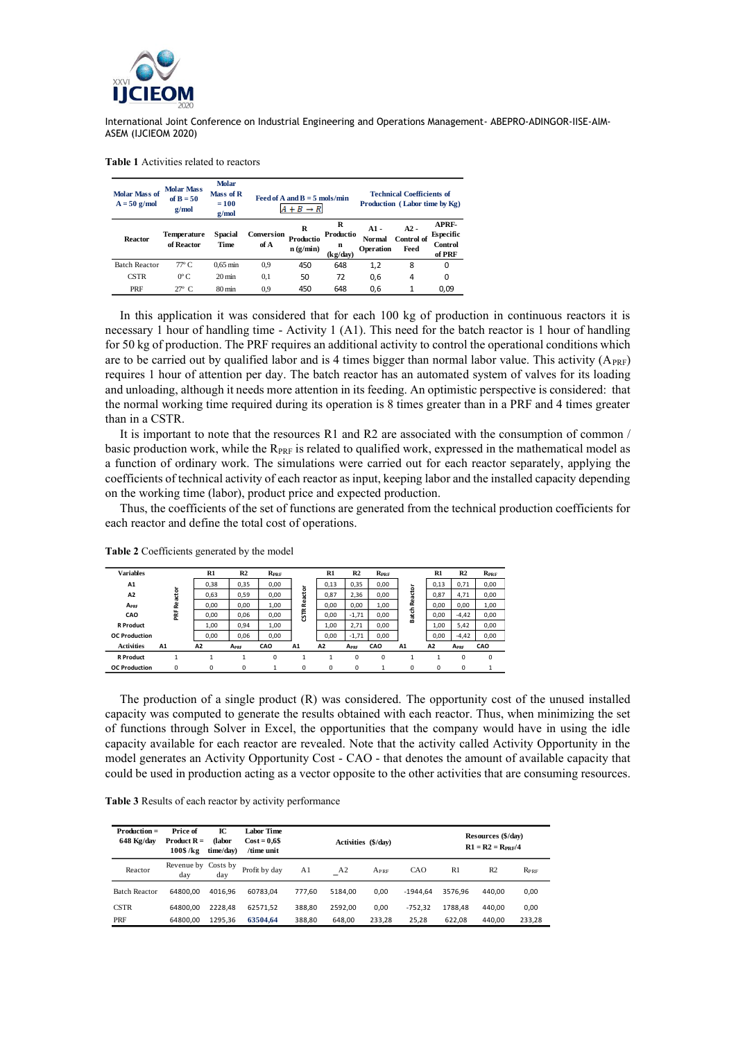**Table 1** Activities related to reactors

| Molar Mass of A = 50 g/mol | Molar Mass of B = 50 g/mol | Molar Mass of R = 100 g/mol | Feed of A and B = 5 mols/min $A + B \rightarrow R$ | | | Technical Coefficients of Production (Labor time by Kg) | | |
|---|---|---|---|---|---|---|---|---|
| Reactor | Temperature of Reactor | Spacial Time | Conversion of A | R Production (g/min) | R Production (kg/day) | A1 - Normal Operation | A2 - Control of Feed | APRF- Especific Control of PRF |
| Batch Reactor | 77º C | 0,65 min | 0,9 | 450 | 648 | 1,2 | 8 | 0 |
| CSTR | 0º C | 20 min | 0,1 | 50 | 72 | 0,6 | 4 | 0 |
| PRF | 27º C | 80 min | 0,9 | 450 | 648 | 0,6 | 1 | 0,09 |

In this application it was considered that for each 100 kg of production in continuous reactors it is necessary 1 hour of handling time - Activity 1 (A1). This need for the batch reactor is 1 hour of handling for 50 kg of production. The PRF requires an additional activity to control the operational conditions which are to be carried out by qualified labor and is 4 times bigger than normal labor value. This activity ($A_{PRF}$) requires 1 hour of attention per day. The batch reactor has an automated system of valves for its loading and unloading, although it needs more attention in its feeding. An optimistic perspective is considered: that the normal working time required during its operation is 8 times greater than in a PRF and 4 times greater than in a CSTR.

It is important to note that the resources R1 and R2 are associated with the consumption of common / basic production work, while the $R_{PRF}$ is related to qualified work, expressed in the mathematical model as a function of ordinary work. The simulations were carried out for each reactor separately, applying the coefficients of technical activity of each reactor as input, keeping labor and the installed capacity depending on the working time (labor), product price and expected production.

Thus, the coefficients of the set of functions are generated from the technical production coefficients for each reactor and define the total cost of operations.

**Table 2** Coefficients generated by the model

| Variables | | R1 | R2 | $R_{PRF}$ | | R1 | R2 | $R_{PRF}$ | | R1 | R2 | $R_{PRF}$ |
|---|---|---|---|---|---|---|---|---|---|---|---|---|
| A1 | PRF Reactor | 0,38 | 0,35 | 0,00 | CSTR Reactor | 0,13 | 0,35 | 0,00 | Batch Reactor | 0,13 | 0,71 | 0,00 |
| A2 | | 0,63 | 0,59 | 0,00 | | 0,87 | 2,36 | 0,00 | | 0,87 | 4,71 | 0,00 |
| $A_{PRF}$ | | 0,00 | 0,00 | 1,00 | | 0,00 | 0,00 | 1,00 | | 0,00 | 0,00 | 1,00 |
| CAO | | 0,00 | 0,06 | 0,00 | | 0,00 | -1,71 | 0,00 | | 0,00 | -4,42 | 0,00 |
| R Product | | 1,00 | 0,94 | 1,00 | | 1,00 | 2,71 | 0,00 | | 1,00 | 5,42 | 0,00 |
| OC Production | | 0,00 | 0,06 | 0,00 | | 0,00 | -1,71 | 0,00 | | 0,00 | -4,42 | 0,00 |
| Activities | A1 | A2 | $A_{PRF}$ | CAO | A1 | A2 | $A_{PRF}$ | CAO | A1 | A2 | $A_{PRF}$ | CAO |
| R Product | 1 | 1 | 1 | 0 | 1 | 1 | 0 | 0 | 1 | 1 | 0 | 0 |
| OC Production | 0 | 0 | 0 | 1 | 0 | 0 | 0 | 1 | 0 | 0 | 0 | 1 |

The production of a single product (R) was considered. The opportunity cost of the unused installed capacity was computed to generate the results obtained with each reactor. Thus, when minimizing the set of functions through Solver in Excel, the opportunities that the company would have in using the idle capacity available for each reactor are revealed. Note that the activity called Activity Opportunity in the model generates an Activity Opportunity Cost - CAO - that denotes the amount of available capacity that could be used in production acting as a vector opposite to the other activities that are consuming resources.

**Table 3** Results of each reactor by activity performance

| Production = 648 Kg/day | Price of Product R = 100$ /kg | IC (labor time/day) | Labor Time Cost = 0,6$ /time unit | Activities ($/day) | | | | Resources ($/day) $R1 = R2 = R_{PRF}/4$ | | |
|---|---|---|---|---|---|---|---|---|---|---|
| Reactor | Revenue by day | Costs by day | Profit by day | A1 | A2 | $A_{PRF}$ | CAO | R1 | R2 | $R_{PRF}$ |
| Batch Reactor | 64800,00 | 4016,96 | 60783,04 | 777,60 | 5184,00 | 0,00 | -1944,64 | 3576,96 | 440,00 | 0,00 |
| CSTR | 64800,00 | 2228,48 | 62571,52 | 388,80 | 2592,00 | 0,00 | -752,32 | 1788,48 | 440,00 | 0,00 |
| PRF | 64800,00 | 1295,36 | **63504,64** | 388,80 | 648,00 | 233,28 | 25,28 | 622,08 | 440,00 | 233,28 |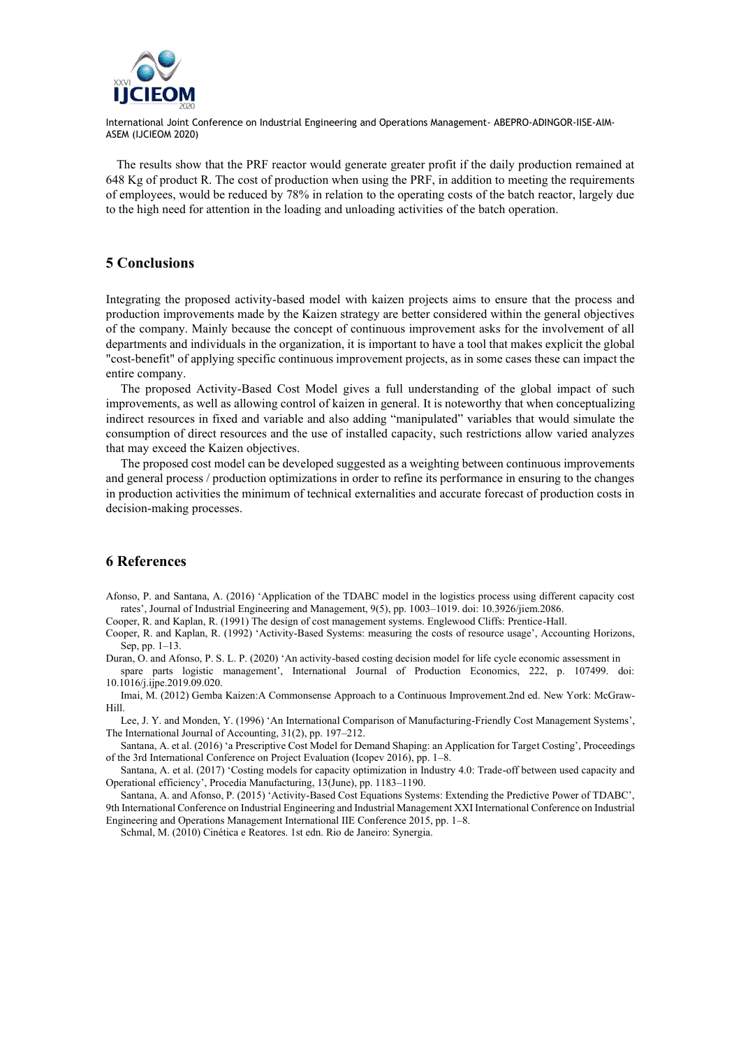The results show that the PRF reactor would generate greater profit if the daily production remained at 648 Kg of product R. The cost of production when using the PRF, in addition to meeting the requirements of employees, would be reduced by 78% in relation to the operating costs of the batch reactor, largely due to the high need for attention in the loading and unloading activities of the batch operation.

## 5 Conclusions

Integrating the proposed activity-based model with kaizen projects aims to ensure that the process and production improvements made by the Kaizen strategy are better considered within the general objectives of the company. Mainly because the concept of continuous improvement asks for the involvement of all departments and individuals in the organization, it is important to have a tool that makes explicit the global "cost-benefit" of applying specific continuous improvement projects, as in some cases these can impact the entire company.

The proposed Activity-Based Cost Model gives a full understanding of the global impact of such improvements, as well as allowing control of kaizen in general. It is noteworthy that when conceptualizing indirect resources in fixed and variable and also adding "manipulated" variables that would simulate the consumption of direct resources and the use of installed capacity, such restrictions allow varied analyzes that may exceed the Kaizen objectives.

The proposed cost model can be developed suggested as a weighting between continuous improvements and general process / production optimizations in order to refine its performance in ensuring to the changes in production activities the minimum of technical externalities and accurate forecast of production costs in decision-making processes.

## 6 References

Afonso, P. and Santana, A. (2016) 'Application of the TDABC model in the logistics process using different capacity cost rates', Journal of Industrial Engineering and Management, 9(5), pp. 1003–1019. doi: 10.3926/jiem.2086.

Cooper, R. and Kaplan, R. (1991) The design of cost management systems. Englewood Cliffs: Prentice-Hall.

Cooper, R. and Kaplan, R. (1992) 'Activity-Based Systems: measuring the costs of resource usage', Accounting Horizons, Sep, pp. 1–13.

Duran, O. and Afonso, P. S. L. P. (2020) 'An activity-based costing decision model for life cycle economic assessment in spare parts logistic management', International Journal of Production Economics, 222, p. 107499. doi: 10.1016/j.ijpe.2019.09.020.

Imai, M. (2012) Gemba Kaizen:A Commonsense Approach to a Continuous Improvement.2nd ed. New York: McGraw-Hill.

Lee, J. Y. and Monden, Y. (1996) 'An International Comparison of Manufacturing-Friendly Cost Management Systems', The International Journal of Accounting, 31(2), pp. 197–212.

Santana, A. et al. (2016) 'a Prescriptive Cost Model for Demand Shaping: an Application for Target Costing', Proceedings of the 3rd International Conference on Project Evaluation (Icopev 2016), pp. 1–8.

Santana, A. et al. (2017) 'Costing models for capacity optimization in Industry 4.0: Trade-off between used capacity and Operational efficiency', Procedia Manufacturing, 13(June), pp. 1183–1190.

Santana, A. and Afonso, P. (2015) 'Activity-Based Cost Equations Systems: Extending the Predictive Power of TDABC', 9th International Conference on Industrial Engineering and Industrial Management XXI International Conference on Industrial Engineering and Operations Management International IIE Conference 2015, pp. 1–8.

Schmal, M. (2010) Cinética e Reatores. 1st edn. Rio de Janeiro: Synergia.